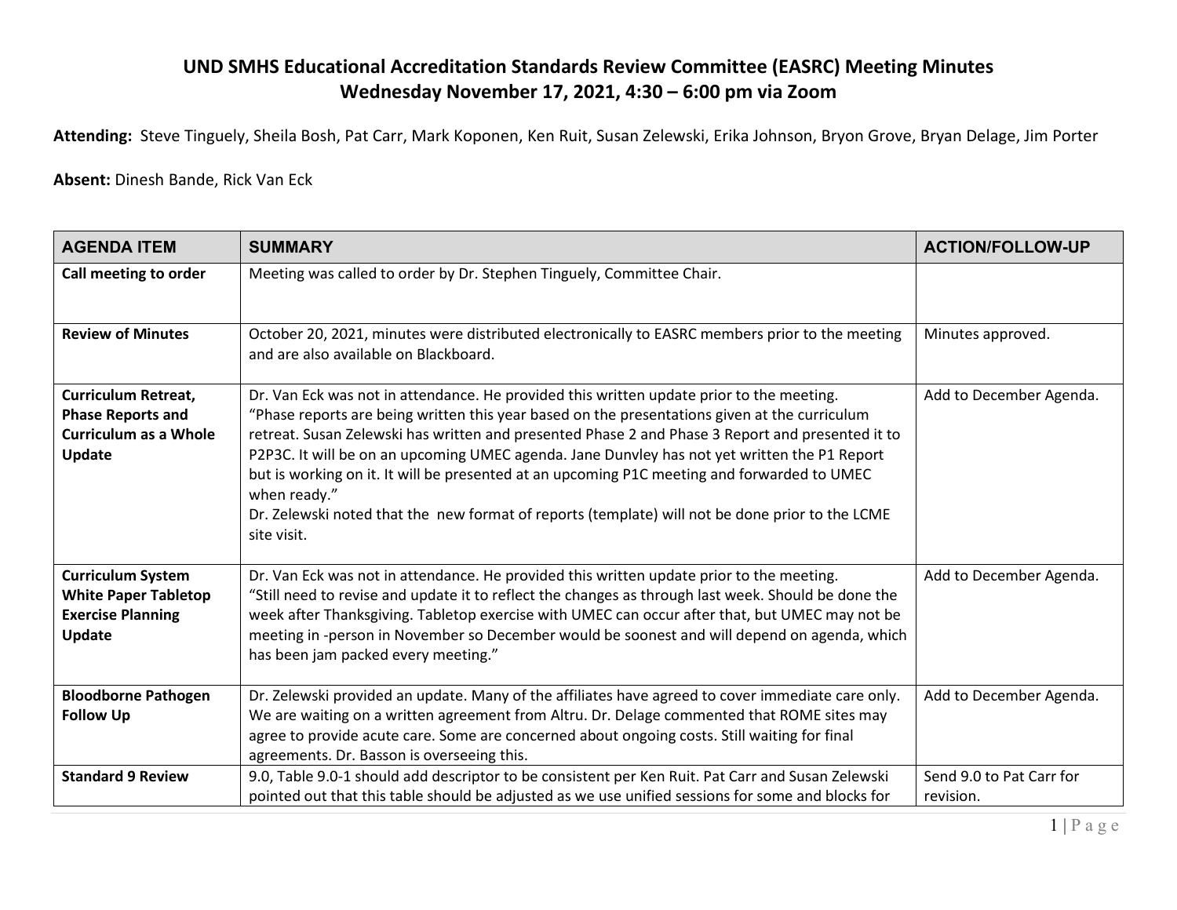# UND SMHS Educational Accreditation Standards Review Committee (EASRC) Meeting Minutes
## Wednesday November 17, 2021, 4:30 – 6:00 pm via Zoom

**Attending:** Steve Tinguely, Sheila Bosh, Pat Carr, Mark Koponen, Ken Ruit, Susan Zelewski, Erika Johnson, Bryon Grove, Bryan Delage, Jim Porter

**Absent:** Dinesh Bande, Rick Van Eck

| AGENDA ITEM | SUMMARY | ACTION/FOLLOW-UP |
|---|---|---|
| **Call meeting to order** | Meeting was called to order by Dr. Stephen Tinguely, Committee Chair. | |
| **Review of Minutes** | October 20, 2021, minutes were distributed electronically to EASRC members prior to the meeting and are also available on Blackboard. | Minutes approved. |
| **Curriculum Retreat, Phase Reports and Curriculum as a Whole Update** | Dr. Van Eck was not in attendance. He provided this written update prior to the meeting. "Phase reports are being written this year based on the presentations given at the curriculum retreat. Susan Zelewski has written and presented Phase 2 and Phase 3 Report and presented it to P2P3C. It will be on an upcoming UMEC agenda. Jane Dunvley has not yet written the P1 Report but is working on it. It will be presented at an upcoming P1C meeting and forwarded to UMEC when ready." Dr. Zelewski noted that the new format of reports (template) will not be done prior to the LCME site visit. | Add to December Agenda. |
| **Curriculum System White Paper Tabletop Exercise Planning Update** | Dr. Van Eck was not in attendance. He provided this written update prior to the meeting. "Still need to revise and update it to reflect the changes as through last week. Should be done the week after Thanksgiving. Tabletop exercise with UMEC can occur after that, but UMEC may not be meeting in -person in November so December would be soonest and will depend on agenda, which has been jam packed every meeting." | Add to December Agenda. |
| **Bloodborne Pathogen Follow Up** | Dr. Zelewski provided an update. Many of the affiliates have agreed to cover immediate care only. We are waiting on a written agreement from Altru. Dr. Delage commented that ROME sites may agree to provide acute care. Some are concerned about ongoing costs. Still waiting for final agreements. Dr. Basson is overseeing this. | Add to December Agenda. |
| **Standard 9 Review** | 9.0, Table 9.0-1 should add descriptor to be consistent per Ken Ruit. Pat Carr and Susan Zelewski pointed out that this table should be adjusted as we use unified sessions for some and blocks for | Send 9.0 to Pat Carr for revision. |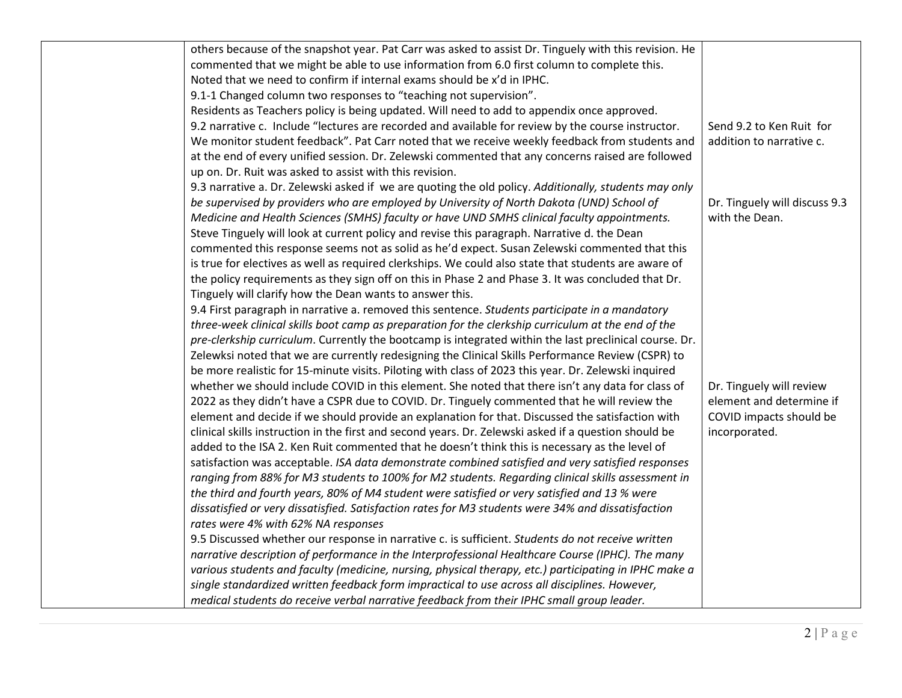| | | |
|---|---|---|
| | others because of the snapshot year. Pat Carr was asked to assist Dr. Tinguely with this revision. He commented that we might be able to use information from 6.0 first column to complete this. Noted that we need to confirm if internal exams should be x'd in IPHC.<br>9.1-1 Changed column two responses to "teaching not supervision".<br>Residents as Teachers policy is being updated. Will need to add to appendix once approved.<br>9.2 narrative c. Include "lectures are recorded and available for review by the course instructor. We monitor student feedback". Pat Carr noted that we receive weekly feedback from students and at the end of every unified session. Dr. Zelewski commented that any concerns raised are followed up on. Dr. Ruit was asked to assist with this revision.<br>9.3 narrative a. Dr. Zelewski asked if we are quoting the old policy. *Additionally, students may only be supervised by providers who are employed by University of North Dakota (UND) School of Medicine and Health Sciences (SMHS) faculty or have UND SMHS clinical faculty appointments.* Steve Tinguely will look at current policy and revise this paragraph. Narrative d. the Dean commented this response seems not as solid as he'd expect. Susan Zelewski commented that this is true for electives as well as required clerkships. We could also state that students are aware of the policy requirements as they sign off on this in Phase 2 and Phase 3. It was concluded that Dr. Tinguely will clarify how the Dean wants to answer this.<br>9.4 First paragraph in narrative a. removed this sentence. *Students participate in a mandatory three-week clinical skills boot camp as preparation for the clerkship curriculum at the end of the pre-clerkship curriculum*. Currently the bootcamp is integrated within the last preclinical course. Dr. Zelewksi noted that we are currently redesigning the Clinical Skills Performance Review (CSPR) to be more realistic for 15-minute visits. Piloting with class of 2023 this year. Dr. Zelewski inquired whether we should include COVID in this element. She noted that there isn't any data for class of 2022 as they didn't have a CSPR due to COVID. Dr. Tinguely commented that he will review the element and decide if we should provide an explanation for that. Discussed the satisfaction with clinical skills instruction in the first and second years. Dr. Zelewski asked if a question should be added to the ISA 2. Ken Ruit commented that he doesn't think this is necessary as the level of satisfaction was acceptable. *ISA data demonstrate combined satisfied and very satisfied responses ranging from 88% for M3 students to 100% for M2 students. Regarding clinical skills assessment in the third and fourth years, 80% of M4 student were satisfied or very satisfied and 13 % were dissatisfied or very dissatisfied. Satisfaction rates for M3 students were 34% and dissatisfaction rates were 4% with 62% NA responses*<br>9.5 Discussed whether our response in narrative c. is sufficient. *Students do not receive written narrative description of performance in the Interprofessional Healthcare Course (IPHC). The many various students and faculty (medicine, nursing, physical therapy, etc.) participating in IPHC make a single standardized written feedback form impractical to use across all disciplines. However, medical students do receive verbal narrative feedback from their IPHC small group leader.* | Send 9.2 to Ken Ruit for addition to narrative c.<br><br>Dr. Tinguely will discuss 9.3 with the Dean.<br><br>Dr. Tinguely will review element and determine if COVID impacts should be incorporated. |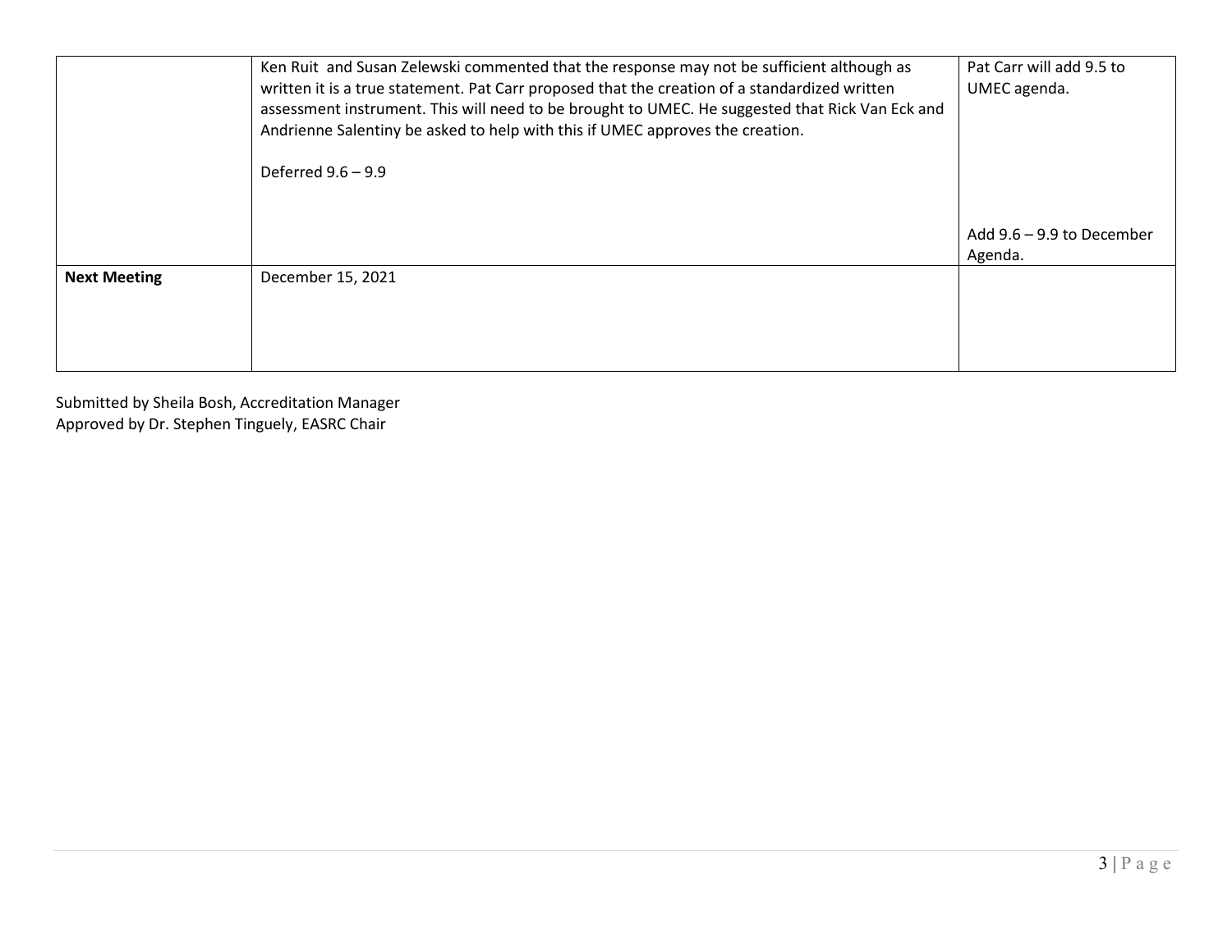| | | |
|---|---|---|
| | Ken Ruit and Susan Zelewski commented that the response may not be sufficient although as written it is a true statement. Pat Carr proposed that the creation of a standardized written assessment instrument. This will need to be brought to UMEC. He suggested that Rick Van Eck and Andrienne Salentiny be asked to help with this if UMEC approves the creation.<br><br>Deferred 9.6 – 9.9 | Pat Carr will add 9.5 to UMEC agenda.<br><br>Add 9.6 – 9.9 to December Agenda. |
| **Next Meeting** | December 15, 2021 | |

Submitted by Sheila Bosh, Accreditation Manager
Approved by Dr. Stephen Tinguely, EASRC Chair